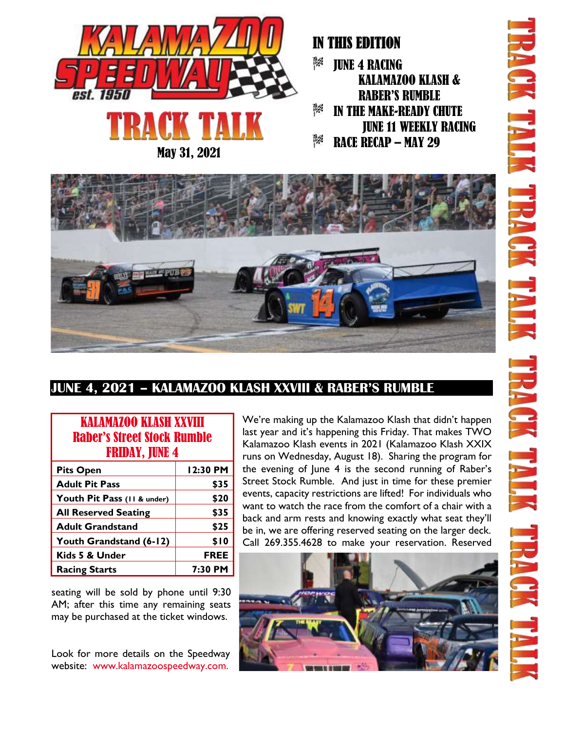# KALAMAZOO SPEEDWAY est. 1950

# TRACK TALK

May 31, 2021

## IN THIS EDITION

- JUNE 4 RACING
  - KALAMAZOO KLASH & RABER'S RUMBLE
- IN THE MAKE-READY CHUTE
  - JUNE 11 WEEKLY RACING
- RACE RECAP – MAY 29

## JUNE 4, 2021 – KALAMAZOO KLASH XXVIII & RABER'S RUMBLE

**KALAMAZOO KLASH XXVIII**
**Raber's Street Stock Rumble**
**FRIDAY, JUNE 4**

| | |
|---|---|
| Pits Open | 12:30 PM |
| Adult Pit Pass | $35 |
| Youth Pit Pass (11 & under) | $20 |
| All Reserved Seating | $35 |
| Adult Grandstand | $25 |
| Youth Grandstand (6-12) | $10 |
| Kids 5 & Under | FREE |
| Racing Starts | 7:30 PM |

We're making up the Kalamazoo Klash that didn't happen last year and it's happening this Friday. That makes TWO Kalamazoo Klash events in 2021 (Kalamazoo Klash XXIX runs on Wednesday, August 18). Sharing the program for the evening of June 4 is the second running of Raber's Street Stock Rumble. And just in time for these premier events, capacity restrictions are lifted! For individuals who want to watch the race from the comfort of a chair with a back and arm rests and knowing exactly what seat they'll be in, we are offering reserved seating on the larger deck. Call 269.355.4628 to make your reservation. Reserved seating will be sold by phone until 9:30 AM; after this time any remaining seats may be purchased at the ticket windows.

Look for more details on the Speedway website: www.kalamazoospeedway.com.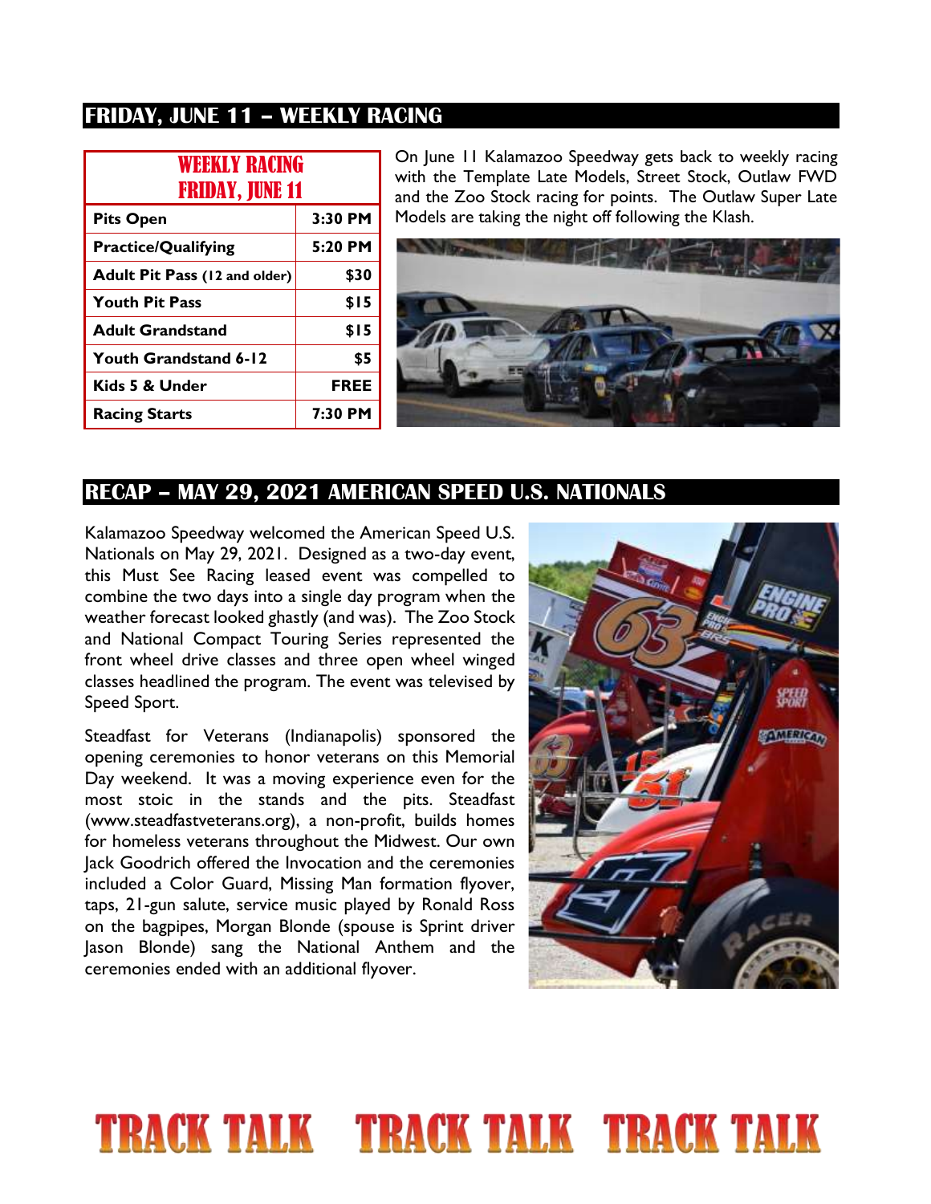## FRIDAY, JUNE 11 – WEEKLY RACING

| WEEKLY RACING FRIDAY, JUNE 11 | |
|---|---|
| **Pits Open** | **3:30 PM** |
| **Practice/Qualifying** | **5:20 PM** |
| **Adult Pit Pass** (12 and older) | **$30** |
| **Youth Pit Pass** | **$15** |
| **Adult Grandstand** | **$15** |
| **Youth Grandstand 6-12** | **$5** |
| **Kids 5 & Under** | **FREE** |
| **Racing Starts** | **7:30 PM** |

On June 11 Kalamazoo Speedway gets back to weekly racing with the Template Late Models, Street Stock, Outlaw FWD and the Zoo Stock racing for points. The Outlaw Super Late Models are taking the night off following the Klash.

## RECAP – MAY 29, 2021 AMERICAN SPEED U.S. NATIONALS

Kalamazoo Speedway welcomed the American Speed U.S. Nationals on May 29, 2021. Designed as a two-day event, this Must See Racing leased event was compelled to combine the two days into a single day program when the weather forecast looked ghastly (and was). The Zoo Stock and National Compact Touring Series represented the front wheel drive classes and three open wheel winged classes headlined the program. The event was televised by Speed Sport.

Steadfast for Veterans (Indianapolis) sponsored the opening ceremonies to honor veterans on this Memorial Day weekend. It was a moving experience even for the most stoic in the stands and the pits. Steadfast (www.steadfastveterans.org), a non-profit, builds homes for homeless veterans throughout the Midwest. Our own Jack Goodrich offered the Invocation and the ceremonies included a Color Guard, Missing Man formation flyover, taps, 21-gun salute, service music played by Ronald Ross on the bagpipes, Morgan Blonde (spouse is Sprint driver Jason Blonde) sang the National Anthem and the ceremonies ended with an additional flyover.

TRACK TALK TRACK TALK TRACK TALK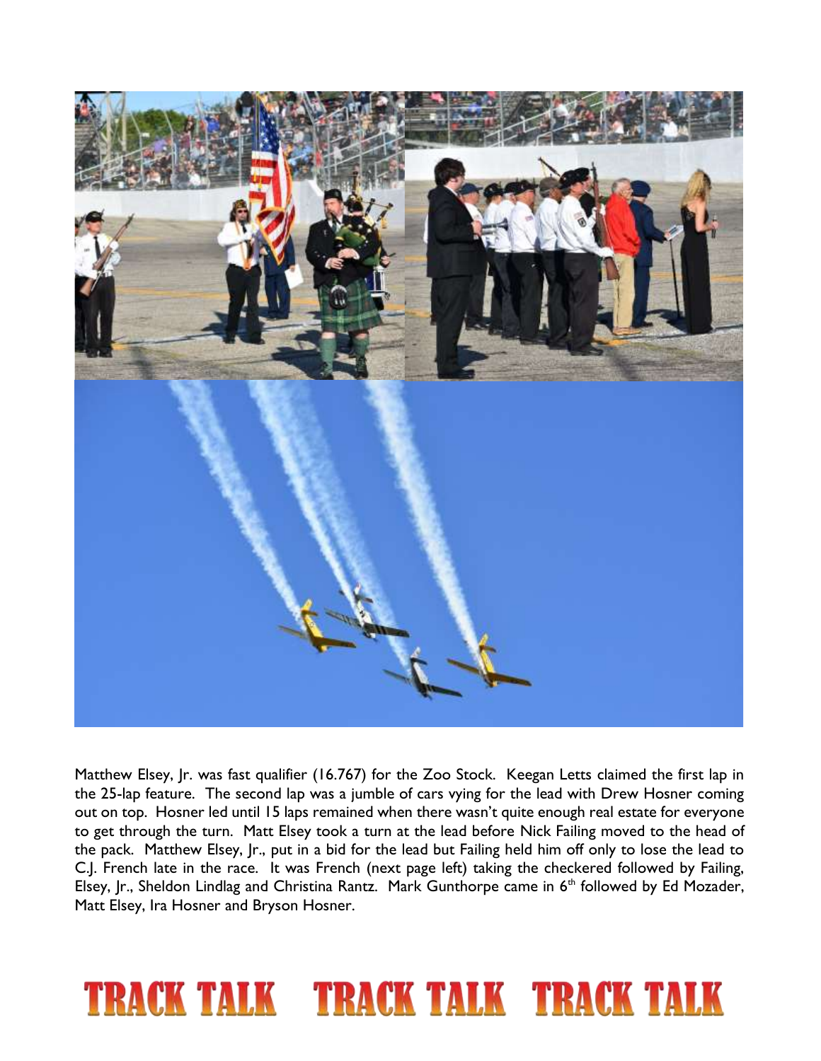Matthew Elsey, Jr. was fast qualifier (16.767) for the Zoo Stock. Keegan Letts claimed the first lap in the 25-lap feature. The second lap was a jumble of cars vying for the lead with Drew Hosner coming out on top. Hosner led until 15 laps remained when there wasn't quite enough real estate for everyone to get through the turn. Matt Elsey took a turn at the lead before Nick Failing moved to the head of the pack. Matthew Elsey, Jr., put in a bid for the lead but Failing held him off only to lose the lead to C.J. French late in the race. It was French (next page left) taking the checkered followed by Failing, Elsey, Jr., Sheldon Lindlag and Christina Rantz. Mark Gunthorpe came in 6th followed by Ed Mozader, Matt Elsey, Ira Hosner and Bryson Hosner.

**TRACK TALK TRACK TALK TRACK TALK**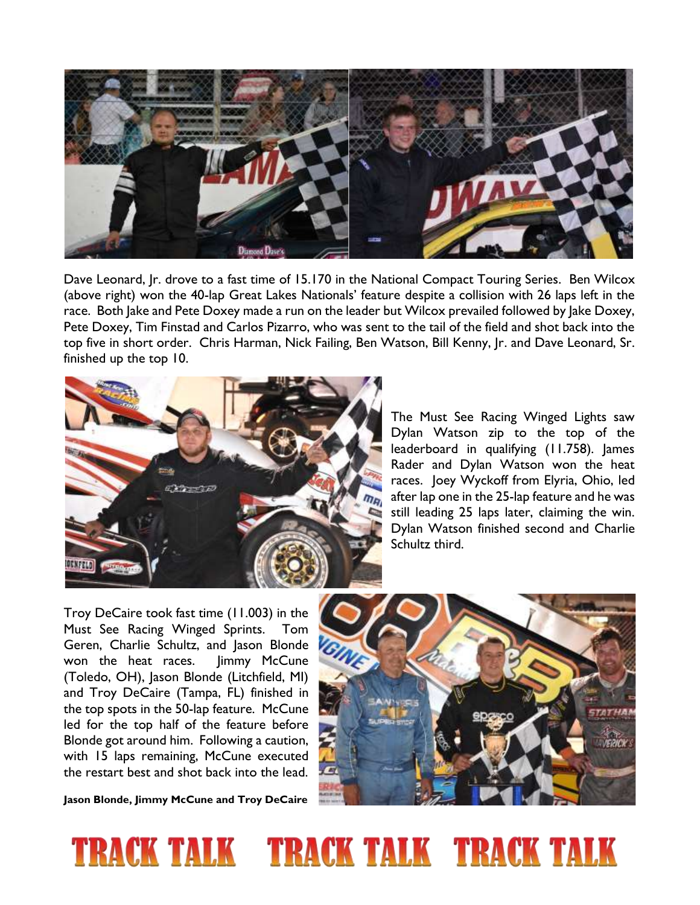Dave Leonard, Jr. drove to a fast time of 15.170 in the National Compact Touring Series. Ben Wilcox (above right) won the 40-lap Great Lakes Nationals' feature despite a collision with 26 laps left in the race. Both Jake and Pete Doxey made a run on the leader but Wilcox prevailed followed by Jake Doxey, Pete Doxey, Tim Finstad and Carlos Pizarro, who was sent to the tail of the field and shot back into the top five in short order. Chris Harman, Nick Failing, Ben Watson, Bill Kenny, Jr. and Dave Leonard, Sr. finished up the top 10.

The Must See Racing Winged Lights saw Dylan Watson zip to the top of the leaderboard in qualifying (11.758). James Rader and Dylan Watson won the heat races. Joey Wyckoff from Elyria, Ohio, led after lap one in the 25-lap feature and he was still leading 25 laps later, claiming the win. Dylan Watson finished second and Charlie Schultz third.

Troy DeCaire took fast time (11.003) in the Must See Racing Winged Sprints. Tom Geren, Charlie Schultz, and Jason Blonde won the heat races. Jimmy McCune (Toledo, OH), Jason Blonde (Litchfield, MI) and Troy DeCaire (Tampa, FL) finished in the top spots in the 50-lap feature. McCune led for the top half of the feature before Blonde got around him. Following a caution, with 15 laps remaining, McCune executed the restart best and shot back into the lead.

**Jason Blonde, Jimmy McCune and Troy DeCaire**

# TRACK TALK TRACK TALK TRACK TALK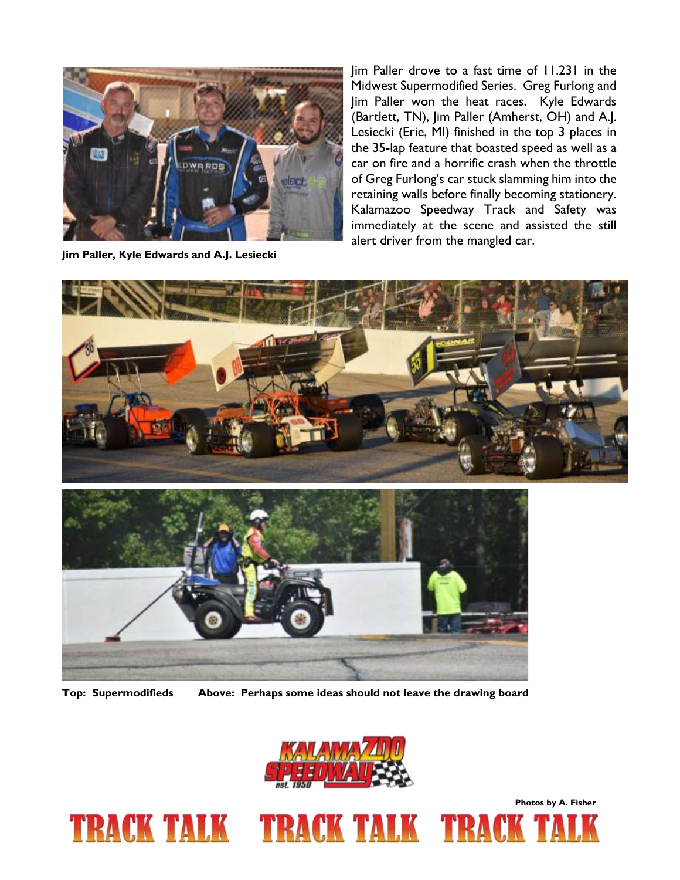Jim Paller drove to a fast time of 11.231 in the Midwest Supermodified Series. Greg Furlong and Jim Paller won the heat races. Kyle Edwards (Bartlett, TN), Jim Paller (Amherst, OH) and A.J. Lesiecki (Erie, MI) finished in the top 3 places in the 35-lap feature that boasted speed as well as a car on fire and a horrific crash when the throttle of Greg Furlong's car stuck slamming him into the retaining walls before finally becoming stationery. Kalamazoo Speedway Track and Safety was immediately at the scene and assisted the still alert driver from the mangled car.

**Jim Paller, Kyle Edwards and A.J. Lesiecki**

**Top: Supermodifieds** **Above: Perhaps some ideas should not leave the drawing board**

**Photos by A. Fisher**

TRACK TALK TRACK TALK TRACK TALK